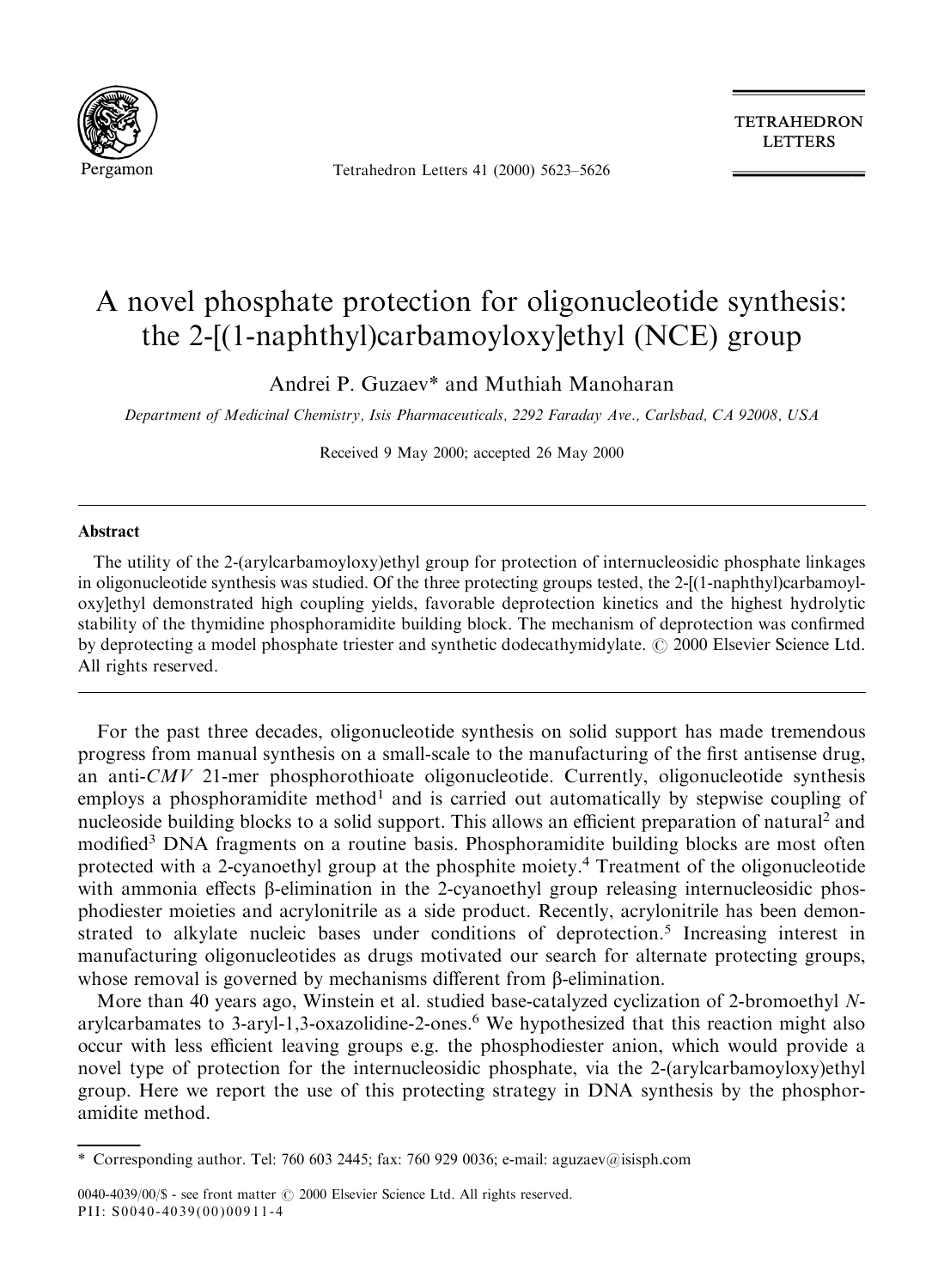# A novel phosphate protection for oligonucleotide synthesis: the 2-[(1-naphthyl)carbamoyloxy]ethyl (NCE) group

Andrei P. Guzaev* and Muthiah Manoharan

*Department of Medicinal Chemistry, Isis Pharmaceuticals, 2292 Faraday Ave., Carlsbad, CA 92008, USA*

Received 9 May 2000; accepted 26 May 2000

## Abstract

The utility of the 2-(arylcarbamoyloxy)ethyl group for protection of internucleosidic phosphate linkages in oligonucleotide synthesis was studied. Of the three protecting groups tested, the 2-[(1-naphthyl)carbamoyloxy]ethyl demonstrated high coupling yields, favorable deprotection kinetics and the highest hydrolytic stability of the thymidine phosphoramidite building block. The mechanism of deprotection was confirmed by deprotecting a model phosphate triester and synthetic dodecathymidylate. © 2000 Elsevier Science Ltd. All rights reserved.

---

For the past three decades, oligonucleotide synthesis on solid support has made tremendous progress from manual synthesis on a small-scale to the manufacturing of the first antisense drug, an anti-*CMV* 21-mer phosphorothioate oligonucleotide. Currently, oligonucleotide synthesis employs a phosphoramidite method[1] and is carried out automatically by stepwise coupling of nucleoside building blocks to a solid support. This allows an efficient preparation of natural[2] and modified[3] DNA fragments on a routine basis. Phosphoramidite building blocks are most often protected with a 2-cyanoethyl group at the phosphite moiety.[4] Treatment of the oligonucleotide with ammonia effects β-elimination in the 2-cyanoethyl group releasing internucleosidic phosphodiester moieties and acrylonitrile as a side product. Recently, acrylonitrile has been demonstrated to alkylate nucleic bases under conditions of deprotection.[5] Increasing interest in manufacturing oligonucleotides as drugs motivated our search for alternate protecting groups, whose removal is governed by mechanisms different from β-elimination.

More than 40 years ago, Winstein et al. studied base-catalyzed cyclization of 2-bromoethyl *N*-arylcarbamates to 3-aryl-1,3-oxazolidine-2-ones.[6] We hypothesized that this reaction might also occur with less efficient leaving groups e.g. the phosphodiester anion, which would provide a novel type of protection for the internucleosidic phosphate, via the 2-(arylcarbamoyloxy)ethyl group. Here we report the use of this protecting strategy in DNA synthesis by the phosphoramidite method.

---

\* Corresponding author. Tel: 760 603 2445; fax: 760 929 0036; e-mail: aguzaev@isisph.com

0040-4039/00/$ - see front matter © 2000 Elsevier Science Ltd. All rights reserved.
PII: S0040-4039(00)00911-4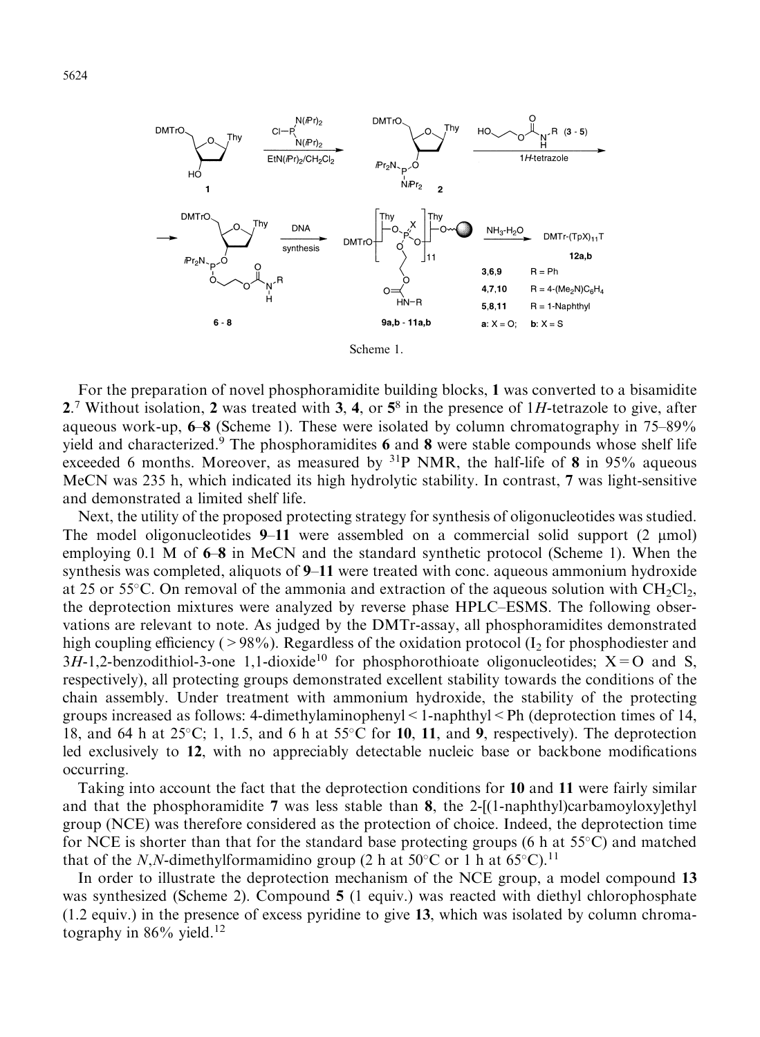Scheme 1.

For the preparation of novel phosphoramidite building blocks, **1** was converted to a bisamidite **2**.[7] Without isolation, **2** was treated with **3**, **4**, or **5**[8] in the presence of 1*H*-tetrazole to give, after aqueous work-up, **6**–**8** (Scheme 1). These were isolated by column chromatography in 75–89% yield and characterized.[9] The phosphoramidites **6** and **8** were stable compounds whose shelf life exceeded 6 months. Moreover, as measured by $^{31}$P NMR, the half-life of **8** in 95% aqueous MeCN was 235 h, which indicated its high hydrolytic stability. In contrast, **7** was light-sensitive and demonstrated a limited shelf life.

Next, the utility of the proposed protecting strategy for synthesis of oligonucleotides was studied. The model oligonucleotides **9**–**11** were assembled on a commercial solid support (2 μmol) employing 0.1 M of **6**–**8** in MeCN and the standard synthetic protocol (Scheme 1). When the synthesis was completed, aliquots of **9**–**11** were treated with conc. aqueous ammonium hydroxide at 25 or 55°C. On removal of the ammonia and extraction of the aqueous solution with $CH_2Cl_2$, the deprotection mixtures were analyzed by reverse phase HPLC–ESMS. The following observations are relevant to note. As judged by the DMTr-assay, all phosphoramidites demonstrated high coupling efficiency (>98%). Regardless of the oxidation protocol ($I_2$ for phosphodiester and 3*H*-1,2-benzodithiol-3-one 1,1-dioxide[10] for phosphorothioate oligonucleotides; X=O and S, respectively), all protecting groups demonstrated excellent stability towards the conditions of the chain assembly. Under treatment with ammonium hydroxide, the stability of the protecting groups increased as follows: 4-dimethylaminophenyl<1-naphthyl<Ph (deprotection times of 14, 18, and 64 h at 25°C; 1, 1.5, and 6 h at 55°C for **10**, **11**, and **9**, respectively). The deprotection led exclusively to **12**, with no appreciably detectable nucleic base or backbone modifications occurring.

Taking into account the fact that the deprotection conditions for **10** and **11** were fairly similar and that the phosphoramidite **7** was less stable than **8**, the 2-[(1-naphthyl)carbamoyloxy]ethyl group (NCE) was therefore considered as the protection of choice. Indeed, the deprotection time for NCE is shorter than that for the standard base protecting groups (6 h at 55°C) and matched that of the *N*,*N*-dimethylformamidino group (2 h at 50°C or 1 h at 65°C).[11]

In order to illustrate the deprotection mechanism of the NCE group, a model compound **13** was synthesized (Scheme 2). Compound **5** (1 equiv.) was reacted with diethyl chlorophosphate (1.2 equiv.) in the presence of excess pyridine to give **13**, which was isolated by column chromatography in 86% yield.[12]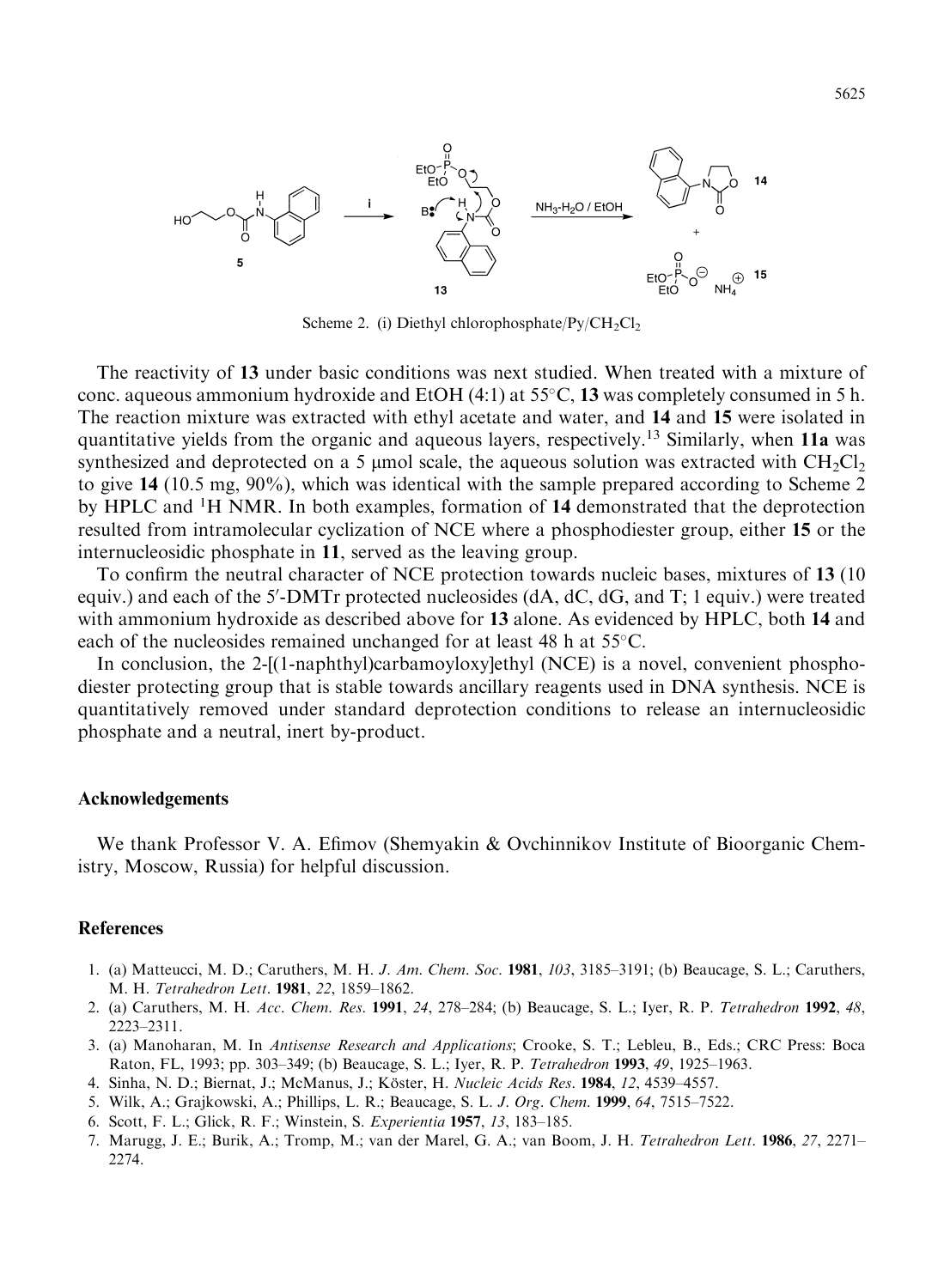Scheme 2. (i) Diethyl chlorophosphate/Py/$CH_2Cl_2$

The reactivity of **13** under basic conditions was next studied. When treated with a mixture of conc. aqueous ammonium hydroxide and EtOH (4:1) at 55°C, **13** was completely consumed in 5 h. The reaction mixture was extracted with ethyl acetate and water, and **14** and **15** were isolated in quantitative yields from the organic and aqueous layers, respectively.[13] Similarly, when **11a** was synthesized and deprotected on a 5 μmol scale, the aqueous solution was extracted with $CH_2Cl_2$ to give **14** (10.5 mg, 90%), which was identical with the sample prepared according to Scheme 2 by HPLC and $^1$H NMR. In both examples, formation of **14** demonstrated that the deprotection resulted from intramolecular cyclization of NCE where a phosphodiester group, either **15** or the internucleosidic phosphate in **11**, served as the leaving group.

To confirm the neutral character of NCE protection towards nucleic bases, mixtures of **13** (10 equiv.) and each of the 5′-DMTr protected nucleosides (dA, dC, dG, and T; 1 equiv.) were treated with ammonium hydroxide as described above for **13** alone. As evidenced by HPLC, both **14** and each of the nucleosides remained unchanged for at least 48 h at 55°C.

In conclusion, the 2-[(1-naphthyl)carbamoyloxy]ethyl (NCE) is a novel, convenient phosphodiester protecting group that is stable towards ancillary reagents used in DNA synthesis. NCE is quantitatively removed under standard deprotection conditions to release an internucleosidic phosphate and a neutral, inert by-product.

## Acknowledgements

We thank Professor V. A. Efimov (Shemyakin & Ovchinnikov Institute of Bioorganic Chemistry, Moscow, Russia) for helpful discussion.

## References

1. (a) Matteucci, M. D.; Caruthers, M. H. *J. Am. Chem. Soc.* **1981**, *103*, 3185–3191; (b) Beaucage, S. L.; Caruthers, M. H. *Tetrahedron Lett*. **1981**, *22*, 1859–1862.
2. (a) Caruthers, M. H. *Acc. Chem. Res.* **1991**, *24*, 278–284; (b) Beaucage, S. L.; Iyer, R. P. *Tetrahedron* **1992**, *48*, 2223–2311.
3. (a) Manoharan, M. In *Antisense Research and Applications*; Crooke, S. T.; Lebleu, B., Eds.; CRC Press: Boca Raton, FL, 1993; pp. 303–349; (b) Beaucage, S. L.; Iyer, R. P. *Tetrahedron* **1993**, *49*, 1925–1963.
4. Sinha, N. D.; Biernat, J.; McManus, J.; Köster, H. *Nucleic Acids Res*. **1984**, *12*, 4539–4557.
5. Wilk, A.; Grajkowski, A.; Phillips, L. R.; Beaucage, S. L. *J. Org. Chem.* **1999**, *64*, 7515–7522.
6. Scott, F. L.; Glick, R. F.; Winstein, S. *Experientia* **1957**, *13*, 183–185.
7. Marugg, J. E.; Burik, A.; Tromp, M.; van der Marel, G. A.; van Boom, J. H. *Tetrahedron Lett*. **1986**, *27*, 2271–2274.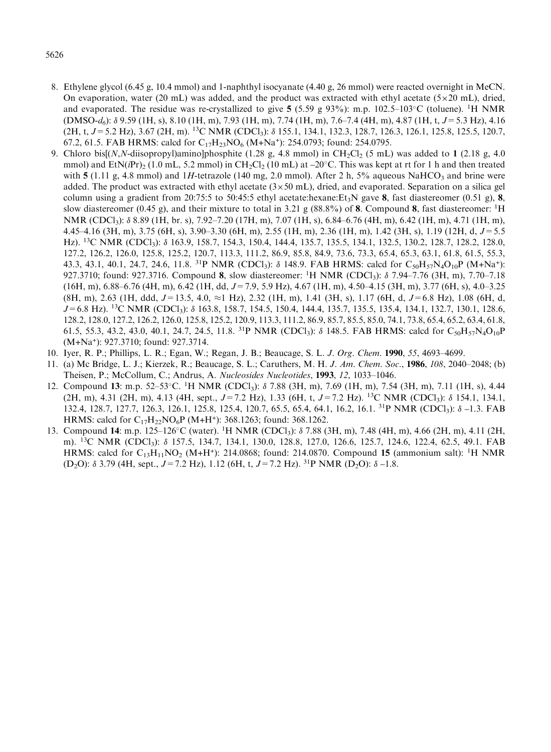8. Ethylene glycol (6.45 g, 10.4 mmol) and 1-naphthyl isocyanate (4.40 g, 26 mmol) were reacted overnight in MeCN. On evaporation, water (20 mL) was added, and the product was extracted with ethyl acetate (5×20 mL), dried, and evaporated. The residue was re-crystallized to give **5** (5.59 g 93%): m.p. 102.5–103°C (toluene). $^{1}$H NMR (DMSO-$d_6$): δ 9.59 (1H, s), 8.10 (1H, m), 7.93 (1H, m), 7.74 (1H, m), 7.6–7.4 (4H, m), 4.87 (1H, t, $J$ = 5.3 Hz), 4.16 (2H, t, $J$ = 5.2 Hz), 3.67 (2H, m). $^{13}$C NMR ($CDCl_3$): δ 155.1, 134.1, 132.3, 128.7, 126.3, 126.1, 125.8, 125.5, 120.7, 67.2, 61.5. FAB HRMS: calcd for $C_{17}H_{23}NO_6$ (M+Na$^+$): 254.0793; found: 254.0795.
9. Chloro bis[(*N*,*N*-diisopropyl)amino]phosphite (1.28 g, 4.8 mmol) in $CH_2Cl_2$ (5 mL) was added to **1** (2.18 g, 4.0 mmol) and EtN($i$Pr)$_2$ (1.0 mL, 5.2 mmol) in $CH_2Cl_2$ (10 mL) at –20°C. This was kept at rt for 1 h and then treated with **5** (1.11 g, 4.8 mmol) and 1*H*-tetrazole (140 mg, 2.0 mmol). After 2 h, 5% aqueous $NaHCO_3$ and brine were added. The product was extracted with ethyl acetate (3×50 mL), dried, and evaporated. Separation on a silica gel column using a gradient from 20:75:5 to 50:45:5 ethyl acetate:hexane:$Et_3N$ gave **8**, fast diastereomer (0.51 g), **8**, slow diastereomer (0.45 g), and their mixture to total in 3.21 g (88.8%) of **8**. Compound **8**, fast diastereomer: $^{1}$H NMR ($CDCl_3$): δ 8.89 (1H, br. s), 7.92–7.20 (17H, m), 7.07 (1H, s), 6.84–6.76 (4H, m), 6.42 (1H, m), 4.71 (1H, m), 4.45–4.16 (3H, m), 3.75 (6H, s), 3.90–3.30 (6H, m), 2.55 (1H, m), 2.36 (1H, m), 1.42 (3H, s), 1.19 (12H, d, $J$ = 5.5 Hz). $^{13}$C NMR ($CDCl_3$): δ 163.9, 158.7, 154.3, 150.4, 144.4, 135.7, 135.5, 134.1, 132.5, 130.2, 128.7, 128.2, 128.0, 127.2, 126.2, 126.0, 125.8, 125.2, 120.7, 113.3, 111.2, 86.9, 85.8, 84.9, 73.6, 73.3, 65.4, 65.3, 63.1, 61.8, 61.5, 55.3, 43.3, 43.1, 40.1, 24.7, 24.6, 11.8. $^{31}$P NMR ($CDCl_3$): δ 148.9. FAB HRMS: calcd for $C_{50}H_{57}N_4O_{10}P$ (M+Na$^+$): 927.3710; found: 927.3716. Compound **8**, slow diastereomer: $^{1}$H NMR ($CDCl_3$): δ 7.94–7.76 (3H, m), 7.70–7.18 (16H, m), 6.88–6.76 (4H, m), 6.42 (1H, dd, $J$ = 7.9, 5.9 Hz), 4.67 (1H, m), 4.50–4.15 (3H, m), 3.77 (6H, s), 4.0–3.25 (8H, m), 2.63 (1H, ddd, $J$ = 13.5, 4.0, ≈1 Hz), 2.32 (1H, m), 1.41 (3H, s), 1.17 (6H, d, $J$ = 6.8 Hz), 1.08 (6H, d, $J$ = 6.8 Hz). $^{13}$C NMR ($CDCl_3$): δ 163.8, 158.7, 154.5, 150.4, 144.4, 135.7, 135.5, 135.4, 134.1, 132.7, 130.1, 128.6, 128.2, 128.0, 127.2, 126.2, 126.0, 125.8, 125.2, 120.9, 113.3, 111.2, 86.9, 85.7, 85.5, 85.0, 74.1, 73.8, 65.4, 65.2, 63.4, 61.8, 61.5, 55.3, 43.2, 43.0, 40.1, 24.7, 24.5, 11.8. $^{31}$P NMR ($CDCl_3$): δ 148.5. FAB HRMS: calcd for $C_{50}H_{57}N_4O_{10}P$ (M+Na$^+$): 927.3710; found: 927.3714.
10. Iyer, R. P.; Phillips, L. R.; Egan, W.; Regan, J. B.; Beaucage, S. L. *J. Org. Chem.* **1990**, *55*, 4693–4699.
11. (a) Mc Bridge, L. J.; Kierzek, R.; Beaucage, S. L.; Caruthers, M. H. *J. Am. Chem. Soc.*, **1986**, *108*, 2040–2048; (b) Theisen, P.; McCollum, C.; Andrus, A. *Nucleosides Nucleotides*, **1993**, *12*, 1033–1046.
12. Compound **13**: m.p. 52–53°C. $^{1}$H NMR ($CDCl_3$): δ 7.88 (3H, m), 7.69 (1H, m), 7.54 (3H, m), 7.11 (1H, s), 4.44 (2H, m), 4.31 (2H, m), 4.13 (4H, sept., $J$ = 7.2 Hz), 1.33 (6H, t, $J$ = 7.2 Hz). $^{13}$C NMR ($CDCl_3$): δ 154.1, 134.1, 132.4, 128.7, 127.7, 126.3, 126.1, 125.8, 125.4, 120.7, 65.5, 65.4, 64.1, 16.2, 16.1. $^{31}$P NMR ($CDCl_3$): δ –1.3. FAB HRMS: calcd for $C_{17}H_{22}NO_6P$ (M+H$^+$): 368.1263; found: 368.1262.
13. Compound **14**: m.p. 125–126°C (water). $^{1}$H NMR ($CDCl_3$): δ 7.88 (3H, m), 7.48 (4H, m), 4.66 (2H, m), 4.11 (2H, m). $^{13}$C NMR ($CDCl_3$): δ 157.5, 134.7, 134.1, 130.0, 128.8, 127.0, 126.6, 125.7, 124.6, 122.4, 62.5, 49.1. FAB HRMS: calcd for $C_{13}H_{11}NO_2$ (M+H$^+$): 214.0868; found: 214.0870. Compound **15** (ammonium salt): $^{1}$H NMR ($D_2O$): δ 3.79 (4H, sept., $J$ = 7.2 Hz), 1.12 (6H, t, $J$ = 7.2 Hz). $^{31}$P NMR ($D_2O$): δ –1.8.